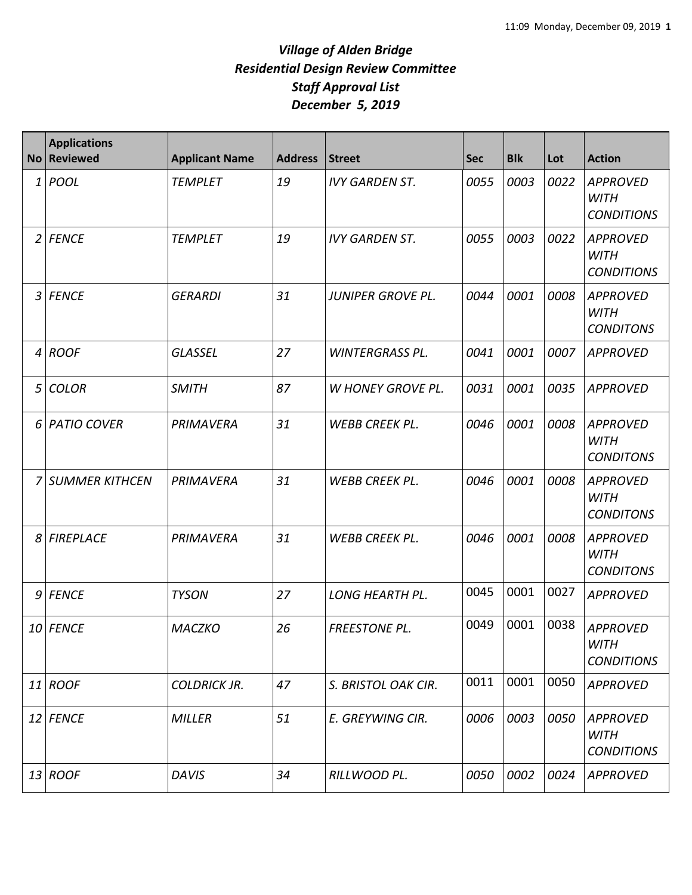# *Village of Alden Bridge*
# *Residential Design Review Committee*
# *Staff Approval List*
# *December 5, 2019*

| No | Applications Reviewed | Applicant Name | Address | Street | Sec | Blk | Lot | Action |
|---|---|---|---|---|---|---|---|---|
| 1 | POOL | TEMPLET | 19 | IVY GARDEN ST. | 0055 | 0003 | 0022 | APPROVED WITH CONDITIONS |
| 2 | FENCE | TEMPLET | 19 | IVY GARDEN ST. | 0055 | 0003 | 0022 | APPROVED WITH CONDITIONS |
| 3 | FENCE | GERARDI | 31 | JUNIPER GROVE PL. | 0044 | 0001 | 0008 | APPROVED WITH CONDITONS |
| 4 | ROOF | GLASSEL | 27 | WINTERGRASS PL. | 0041 | 0001 | 0007 | APPROVED |
| 5 | COLOR | SMITH | 87 | W HONEY GROVE PL. | 0031 | 0001 | 0035 | APPROVED |
| 6 | PATIO COVER | PRIMAVERA | 31 | WEBB CREEK PL. | 0046 | 0001 | 0008 | APPROVED WITH CONDITONS |
| 7 | SUMMER KITHCEN | PRIMAVERA | 31 | WEBB CREEK PL. | 0046 | 0001 | 0008 | APPROVED WITH CONDITONS |
| 8 | FIREPLACE | PRIMAVERA | 31 | WEBB CREEK PL. | 0046 | 0001 | 0008 | APPROVED WITH CONDITONS |
| 9 | FENCE | TYSON | 27 | LONG HEARTH PL. | 0045 | 0001 | 0027 | APPROVED |
| 10 | FENCE | MACZKO | 26 | FREESTONE PL. | 0049 | 0001 | 0038 | APPROVED WITH CONDITIONS |
| 11 | ROOF | COLDRICK JR. | 47 | S. BRISTOL OAK CIR. | 0011 | 0001 | 0050 | APPROVED |
| 12 | FENCE | MILLER | 51 | E. GREYWING CIR. | 0006 | 0003 | 0050 | APPROVED WITH CONDITIONS |
| 13 | ROOF | DAVIS | 34 | RILLWOOD PL. | 0050 | 0002 | 0024 | APPROVED |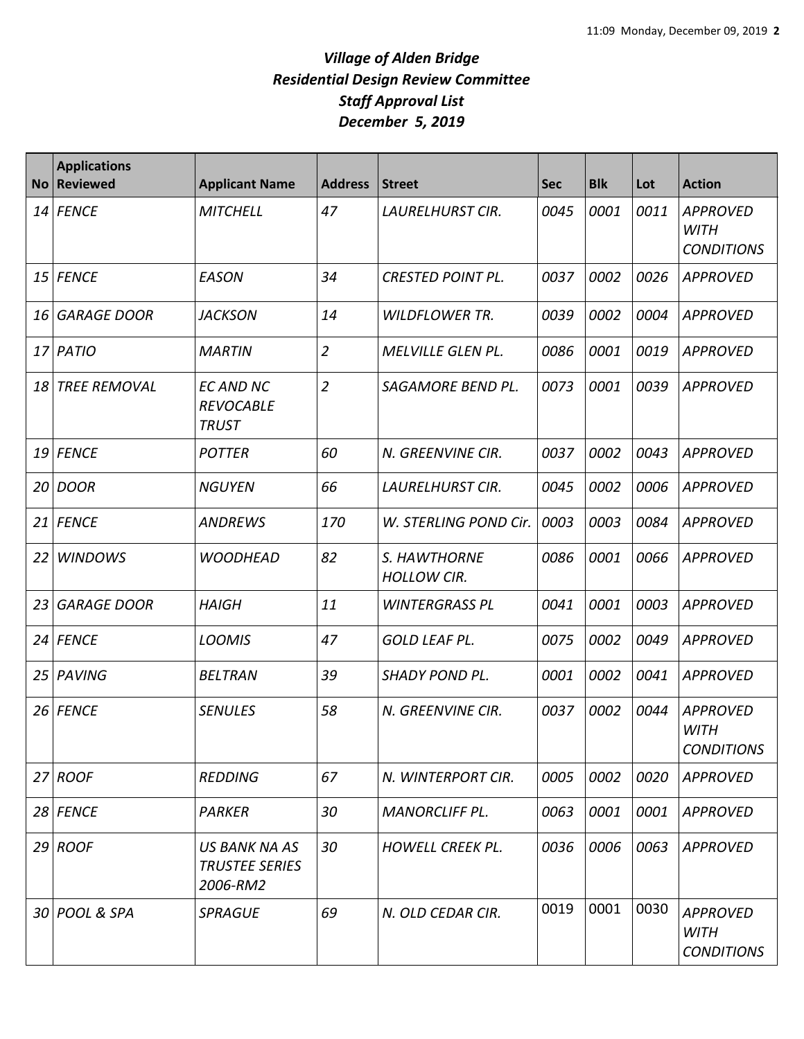# *Village of Alden Bridge*
## *Residential Design Review Committee*
## *Staff Approval List*
## *December 5, 2019*

| No | Applications Reviewed | Applicant Name | Address | Street | Sec | Blk | Lot | Action |
|---|---|---|---|---|---|---|---|---|
| 14 | FENCE | MITCHELL | 47 | LAURELHURST CIR. | 0045 | 0001 | 0011 | APPROVED WITH CONDITIONS |
| 15 | FENCE | EASON | 34 | CRESTED POINT PL. | 0037 | 0002 | 0026 | APPROVED |
| 16 | GARAGE DOOR | JACKSON | 14 | WILDFLOWER TR. | 0039 | 0002 | 0004 | APPROVED |
| 17 | PATIO | MARTIN | 2 | MELVILLE GLEN PL. | 0086 | 0001 | 0019 | APPROVED |
| 18 | TREE REMOVAL | EC AND NC REVOCABLE TRUST | 2 | SAGAMORE BEND PL. | 0073 | 0001 | 0039 | APPROVED |
| 19 | FENCE | POTTER | 60 | N. GREENVINE CIR. | 0037 | 0002 | 0043 | APPROVED |
| 20 | DOOR | NGUYEN | 66 | LAURELHURST CIR. | 0045 | 0002 | 0006 | APPROVED |
| 21 | FENCE | ANDREWS | 170 | W. STERLING POND Cir. | 0003 | 0003 | 0084 | APPROVED |
| 22 | WINDOWS | WOODHEAD | 82 | S. HAWTHORNE HOLLOW CIR. | 0086 | 0001 | 0066 | APPROVED |
| 23 | GARAGE DOOR | HAIGH | 11 | WINTERGRASS PL | 0041 | 0001 | 0003 | APPROVED |
| 24 | FENCE | LOOMIS | 47 | GOLD LEAF PL. | 0075 | 0002 | 0049 | APPROVED |
| 25 | PAVING | BELTRAN | 39 | SHADY POND PL. | 0001 | 0002 | 0041 | APPROVED |
| 26 | FENCE | SENULES | 58 | N. GREENVINE CIR. | 0037 | 0002 | 0044 | APPROVED WITH CONDITIONS |
| 27 | ROOF | REDDING | 67 | N. WINTERPORT CIR. | 0005 | 0002 | 0020 | APPROVED |
| 28 | FENCE | PARKER | 30 | MANORCLIFF PL. | 0063 | 0001 | 0001 | APPROVED |
| 29 | ROOF | US BANK NA AS TRUSTEE SERIES 2006-RM2 | 30 | HOWELL CREEK PL. | 0036 | 0006 | 0063 | APPROVED |
| 30 | POOL & SPA | SPRAGUE | 69 | N. OLD CEDAR CIR. | 0019 | 0001 | 0030 | APPROVED WITH CONDITIONS |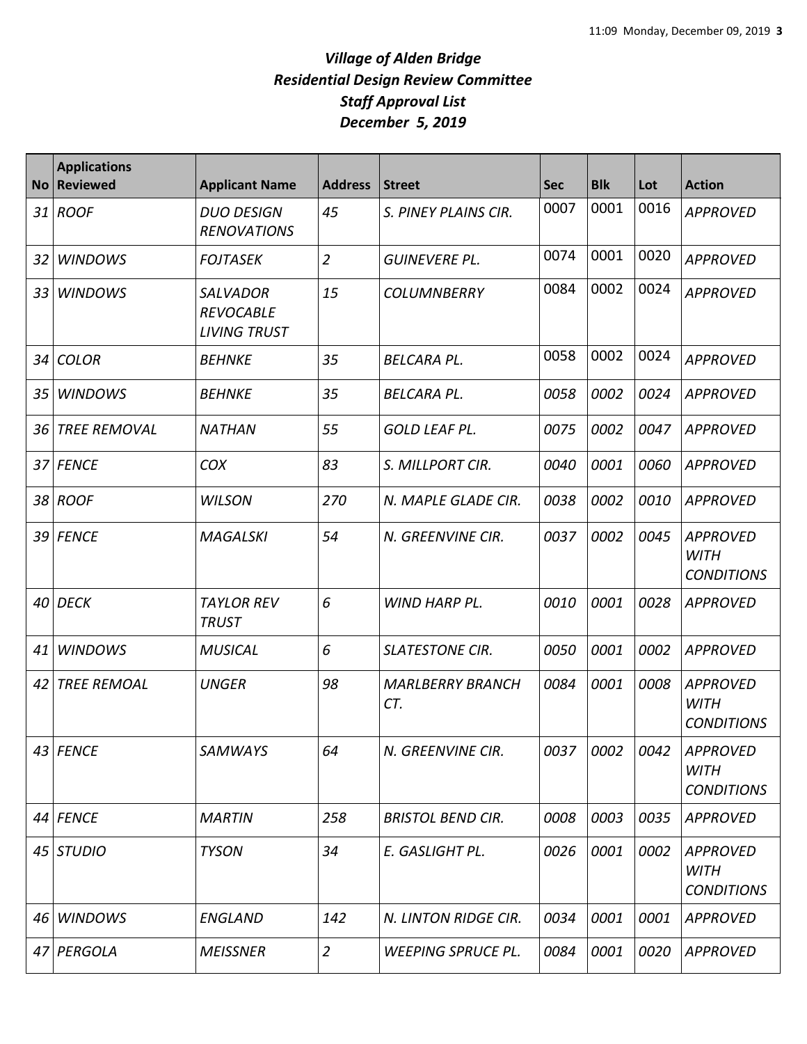# *Village of Alden Bridge*
# *Residential Design Review Committee*
# *Staff Approval List*
# *December 5, 2019*

| No | Applications Reviewed | Applicant Name | Address | Street | Sec | Blk | Lot | Action |
|---|---|---|---|---|---|---|---|---|
| 31 | ROOF | DUO DESIGN RENOVATIONS | 45 | S. PINEY PLAINS CIR. | 0007 | 0001 | 0016 | APPROVED |
| 32 | WINDOWS | FOJTASEK | 2 | GUINEVERE PL. | 0074 | 0001 | 0020 | APPROVED |
| 33 | WINDOWS | SALVADOR REVOCABLE LIVING TRUST | 15 | COLUMNBERRY | 0084 | 0002 | 0024 | APPROVED |
| 34 | COLOR | BEHNKE | 35 | BELCARA PL. | 0058 | 0002 | 0024 | APPROVED |
| 35 | WINDOWS | BEHNKE | 35 | BELCARA PL. | 0058 | 0002 | 0024 | APPROVED |
| 36 | TREE REMOVAL | NATHAN | 55 | GOLD LEAF PL. | 0075 | 0002 | 0047 | APPROVED |
| 37 | FENCE | COX | 83 | S. MILLPORT CIR. | 0040 | 0001 | 0060 | APPROVED |
| 38 | ROOF | WILSON | 270 | N. MAPLE GLADE CIR. | 0038 | 0002 | 0010 | APPROVED |
| 39 | FENCE | MAGALSKI | 54 | N. GREENVINE CIR. | 0037 | 0002 | 0045 | APPROVED WITH CONDITIONS |
| 40 | DECK | TAYLOR REV TRUST | 6 | WIND HARP PL. | 0010 | 0001 | 0028 | APPROVED |
| 41 | WINDOWS | MUSICAL | 6 | SLATESTONE CIR. | 0050 | 0001 | 0002 | APPROVED |
| 42 | TREE REMOAL | UNGER | 98 | MARLBERRY BRANCH CT. | 0084 | 0001 | 0008 | APPROVED WITH CONDITIONS |
| 43 | FENCE | SAMWAYS | 64 | N. GREENVINE CIR. | 0037 | 0002 | 0042 | APPROVED WITH CONDITIONS |
| 44 | FENCE | MARTIN | 258 | BRISTOL BEND CIR. | 0008 | 0003 | 0035 | APPROVED |
| 45 | STUDIO | TYSON | 34 | E. GASLIGHT PL. | 0026 | 0001 | 0002 | APPROVED WITH CONDITIONS |
| 46 | WINDOWS | ENGLAND | 142 | N. LINTON RIDGE CIR. | 0034 | 0001 | 0001 | APPROVED |
| 47 | PERGOLA | MEISSNER | 2 | WEEPING SPRUCE PL. | 0084 | 0001 | 0020 | APPROVED |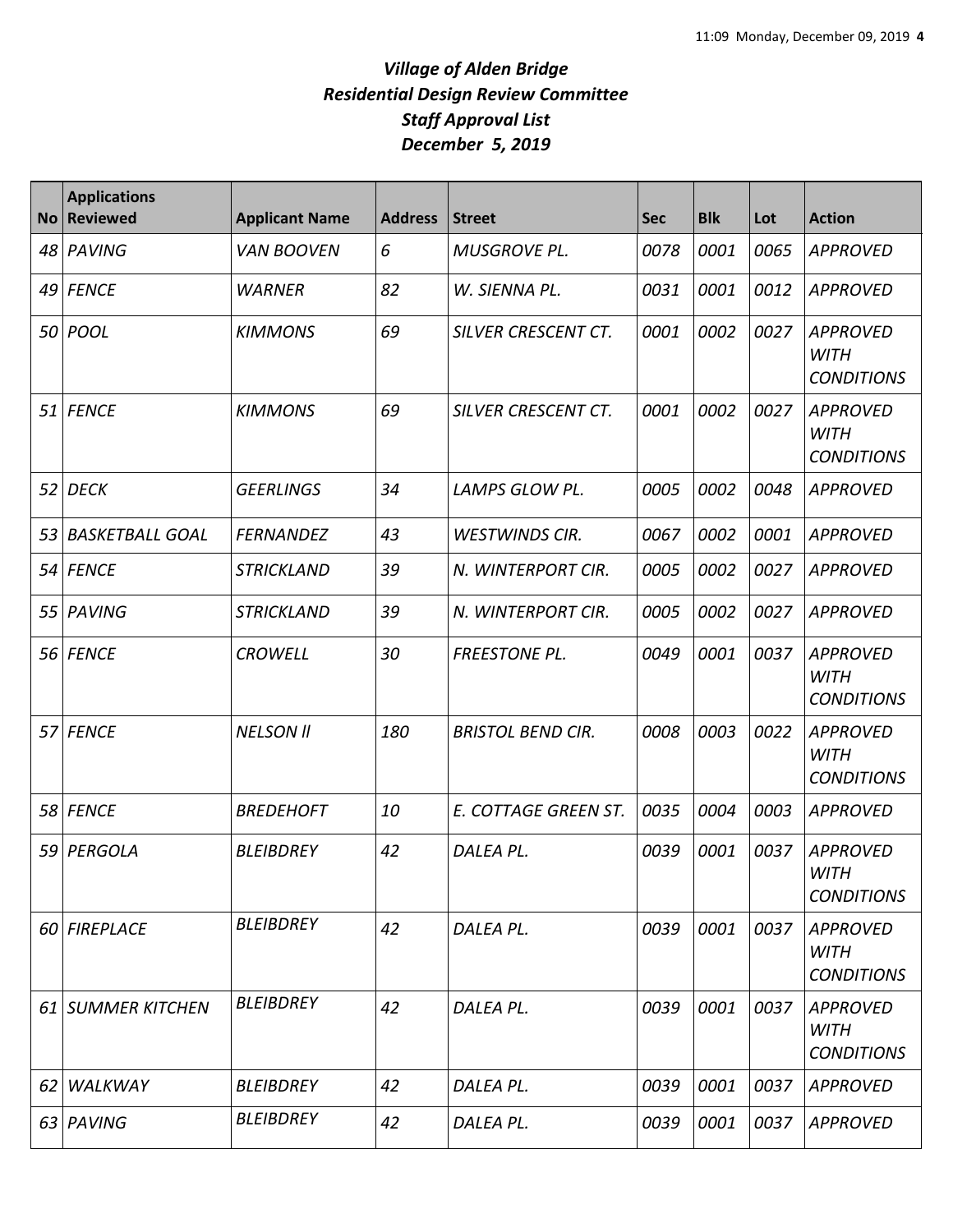# *Village of Alden Bridge*
## *Residential Design Review Committee*
## *Staff Approval List*
## *December 5, 2019*

| No | Applications Reviewed | Applicant Name | Address | Street | Sec | Blk | Lot | Action |
|---|---|---|---|---|---|---|---|---|
| 48 | PAVING | VAN BOOVEN | 6 | MUSGROVE PL. | 0078 | 0001 | 0065 | APPROVED |
| 49 | FENCE | WARNER | 82 | W. SIENNA PL. | 0031 | 0001 | 0012 | APPROVED |
| 50 | POOL | KIMMONS | 69 | SILVER CRESCENT CT. | 0001 | 0002 | 0027 | APPROVED WITH CONDITIONS |
| 51 | FENCE | KIMMONS | 69 | SILVER CRESCENT CT. | 0001 | 0002 | 0027 | APPROVED WITH CONDITIONS |
| 52 | DECK | GEERLINGS | 34 | LAMPS GLOW PL. | 0005 | 0002 | 0048 | APPROVED |
| 53 | BASKETBALL GOAL | FERNANDEZ | 43 | WESTWINDS CIR. | 0067 | 0002 | 0001 | APPROVED |
| 54 | FENCE | STRICKLAND | 39 | N. WINTERPORT CIR. | 0005 | 0002 | 0027 | APPROVED |
| 55 | PAVING | STRICKLAND | 39 | N. WINTERPORT CIR. | 0005 | 0002 | 0027 | APPROVED |
| 56 | FENCE | CROWELL | 30 | FREESTONE PL. | 0049 | 0001 | 0037 | APPROVED WITH CONDITIONS |
| 57 | FENCE | NELSON ll | 180 | BRISTOL BEND CIR. | 0008 | 0003 | 0022 | APPROVED WITH CONDITIONS |
| 58 | FENCE | BREDEHOFT | 10 | E. COTTAGE GREEN ST. | 0035 | 0004 | 0003 | APPROVED |
| 59 | PERGOLA | BLEIBDREY | 42 | DALEA PL. | 0039 | 0001 | 0037 | APPROVED WITH CONDITIONS |
| 60 | FIREPLACE | BLEIBDREY | 42 | DALEA PL. | 0039 | 0001 | 0037 | APPROVED WITH CONDITIONS |
| 61 | SUMMER KITCHEN | BLEIBDREY | 42 | DALEA PL. | 0039 | 0001 | 0037 | APPROVED WITH CONDITIONS |
| 62 | WALKWAY | BLEIBDREY | 42 | DALEA PL. | 0039 | 0001 | 0037 | APPROVED |
| 63 | PAVING | BLEIBDREY | 42 | DALEA PL. | 0039 | 0001 | 0037 | APPROVED |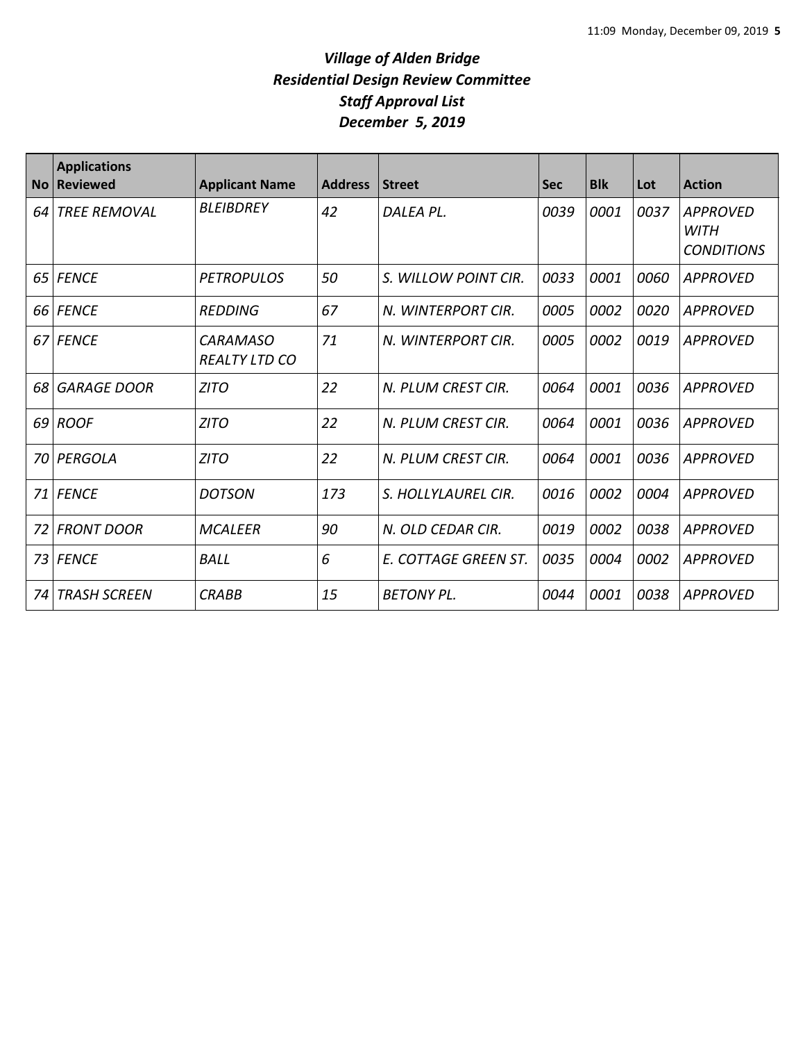# *Village of Alden Bridge*
## *Residential Design Review Committee*
## *Staff Approval List*
## *December 5, 2019*

| No | Applications Reviewed | Applicant Name | Address | Street | Sec | Blk | Lot | Action |
|---|---|---|---|---|---|---|---|---|
| *64* | *TREE REMOVAL* | *BLEIBDREY* | *42* | *DALEA PL.* | *0039* | *0001* | *0037* | *APPROVED WITH CONDITIONS* |
| *65* | *FENCE* | *PETROPULOS* | *50* | *S. WILLOW POINT CIR.* | *0033* | *0001* | *0060* | *APPROVED* |
| *66* | *FENCE* | *REDDING* | *67* | *N. WINTERPORT CIR.* | *0005* | *0002* | *0020* | *APPROVED* |
| *67* | *FENCE* | *CARAMASO REALTY LTD CO* | *71* | *N. WINTERPORT CIR.* | *0005* | *0002* | *0019* | *APPROVED* |
| *68* | *GARAGE DOOR* | *ZITO* | *22* | *N. PLUM CREST CIR.* | *0064* | *0001* | *0036* | *APPROVED* |
| *69* | *ROOF* | *ZITO* | *22* | *N. PLUM CREST CIR.* | *0064* | *0001* | *0036* | *APPROVED* |
| *70* | *PERGOLA* | *ZITO* | *22* | *N. PLUM CREST CIR.* | *0064* | *0001* | *0036* | *APPROVED* |
| *71* | *FENCE* | *DOTSON* | *173* | *S. HOLLYLAUREL CIR.* | *0016* | *0002* | *0004* | *APPROVED* |
| *72* | *FRONT DOOR* | *MCALEER* | *90* | *N. OLD CEDAR CIR.* | *0019* | *0002* | *0038* | *APPROVED* |
| *73* | *FENCE* | *BALL* | *6* | *E. COTTAGE GREEN ST.* | *0035* | *0004* | *0002* | *APPROVED* |
| *74* | *TRASH SCREEN* | *CRABB* | *15* | *BETONY PL.* | *0044* | *0001* | *0038* | *APPROVED* |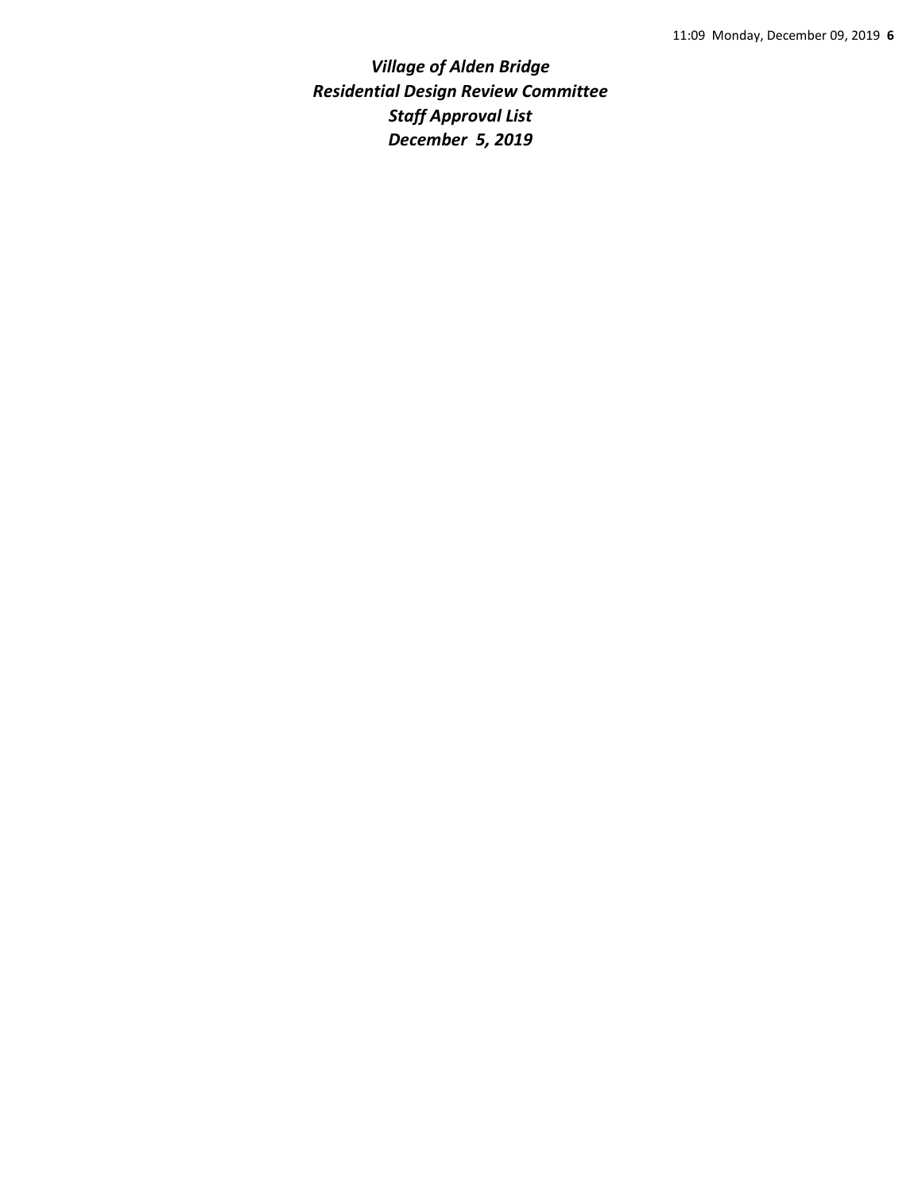***Village of Alden Bridge***
***Residential Design Review Committee***
***Staff Approval List***
***December 5, 2019***